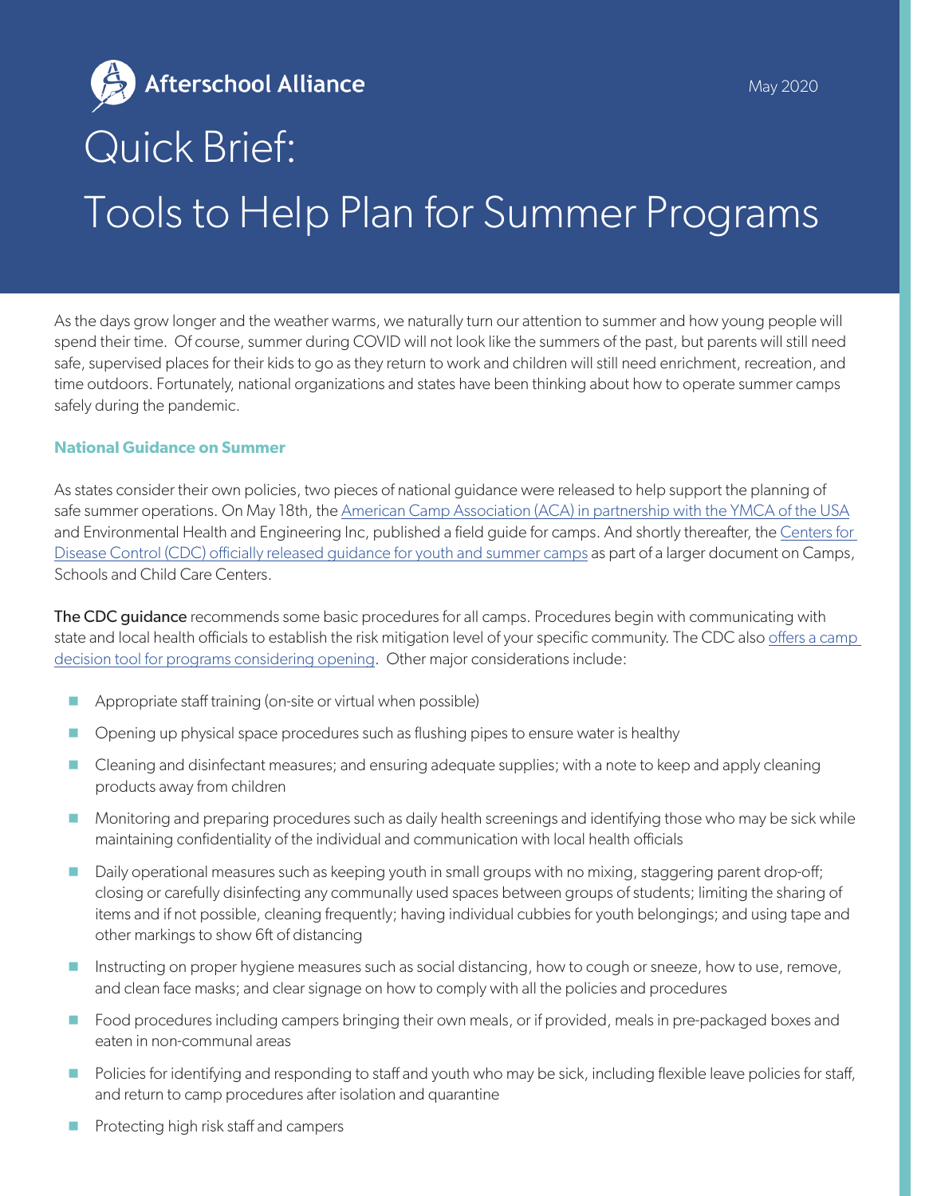Afterschool Alliance

May 2020

# Quick Brief: Tools to Help Plan for Summer Programs

As the days grow longer and the weather warms, we naturally turn our attention to summer and how young people will spend their time. Of course, summer during COVID will not look like the summers of the past, but parents will still need safe, supervised places for their kids to go as they return to work and children will still need enrichment, recreation, and time outdoors. Fortunately, national organizations and states have been thinking about how to operate summer camps safely during the pandemic.

## National Guidance on Summer

As states consider their own policies, two pieces of national guidance were released to help support the planning of safe summer operations. On May 18th, the American Camp Association (ACA) in partnership with the YMCA of the USA and Environmental Health and Engineering Inc, published a field guide for camps. And shortly thereafter, the Centers for Disease Control (CDC) officially released guidance for youth and summer camps as part of a larger document on Camps, Schools and Child Care Centers.

**The CDC guidance** recommends some basic procedures for all camps. Procedures begin with communicating with state and local health officials to establish the risk mitigation level of your specific community. The CDC also offers a camp decision tool for programs considering opening. Other major considerations include:

- Appropriate staff training (on-site or virtual when possible)
- Opening up physical space procedures such as flushing pipes to ensure water is healthy
- Cleaning and disinfectant measures; and ensuring adequate supplies; with a note to keep and apply cleaning products away from children
- Monitoring and preparing procedures such as daily health screenings and identifying those who may be sick while maintaining confidentiality of the individual and communication with local health officials
- Daily operational measures such as keeping youth in small groups with no mixing, staggering parent drop-off; closing or carefully disinfecting any communally used spaces between groups of students; limiting the sharing of items and if not possible, cleaning frequently; having individual cubbies for youth belongings; and using tape and other markings to show 6ft of distancing
- Instructing on proper hygiene measures such as social distancing, how to cough or sneeze, how to use, remove, and clean face masks; and clear signage on how to comply with all the policies and procedures
- Food procedures including campers bringing their own meals, or if provided, meals in pre-packaged boxes and eaten in non-communal areas
- Policies for identifying and responding to staff and youth who may be sick, including flexible leave policies for staff, and return to camp procedures after isolation and quarantine
- Protecting high risk staff and campers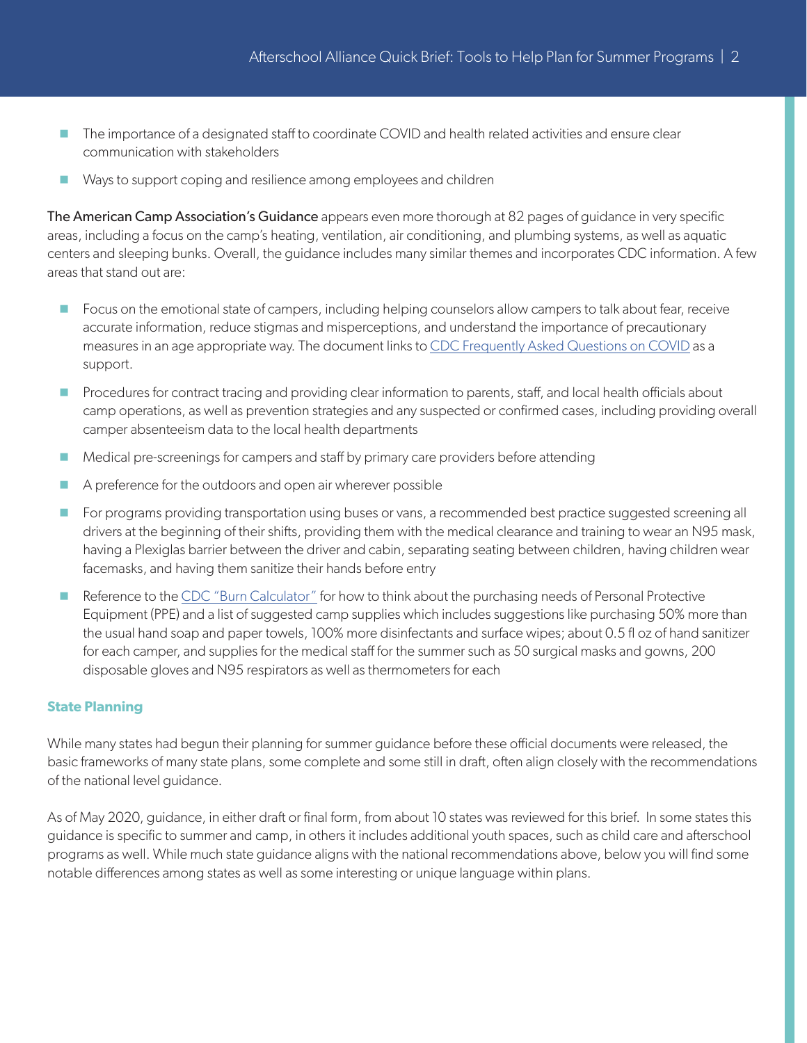- The importance of a designated staff to coordinate COVID and health related activities and ensure clear communication with stakeholders
- Ways to support coping and resilience among employees and children

**The American Camp Association's Guidance** appears even more thorough at 82 pages of guidance in very specific areas, including a focus on the camp's heating, ventilation, air conditioning, and plumbing systems, as well as aquatic centers and sleeping bunks. Overall, the guidance includes many similar themes and incorporates CDC information. A few areas that stand out are:

- Focus on the emotional state of campers, including helping counselors allow campers to talk about fear, receive accurate information, reduce stigmas and misperceptions, and understand the importance of precautionary measures in an age appropriate way. The document links to CDC Frequently Asked Questions on COVID as a support.
- Procedures for contract tracing and providing clear information to parents, staff, and local health officials about camp operations, as well as prevention strategies and any suspected or confirmed cases, including providing overall camper absenteeism data to the local health departments
- Medical pre-screenings for campers and staff by primary care providers before attending
- A preference for the outdoors and open air wherever possible
- For programs providing transportation using buses or vans, a recommended best practice suggested screening all drivers at the beginning of their shifts, providing them with the medical clearance and training to wear an N95 mask, having a Plexiglas barrier between the driver and cabin, separating seating between children, having children wear facemasks, and having them sanitize their hands before entry
- Reference to the CDC "Burn Calculator" for how to think about the purchasing needs of Personal Protective Equipment (PPE) and a list of suggested camp supplies which includes suggestions like purchasing 50% more than the usual hand soap and paper towels, 100% more disinfectants and surface wipes; about 0.5 fl oz of hand sanitizer for each camper, and supplies for the medical staff for the summer such as 50 surgical masks and gowns, 200 disposable gloves and N95 respirators as well as thermometers for each

### State Planning

While many states had begun their planning for summer guidance before these official documents were released, the basic frameworks of many state plans, some complete and some still in draft, often align closely with the recommendations of the national level guidance.

As of May 2020, guidance, in either draft or final form, from about 10 states was reviewed for this brief. In some states this guidance is specific to summer and camp, in others it includes additional youth spaces, such as child care and afterschool programs as well. While much state guidance aligns with the national recommendations above, below you will find some notable differences among states as well as some interesting or unique language within plans.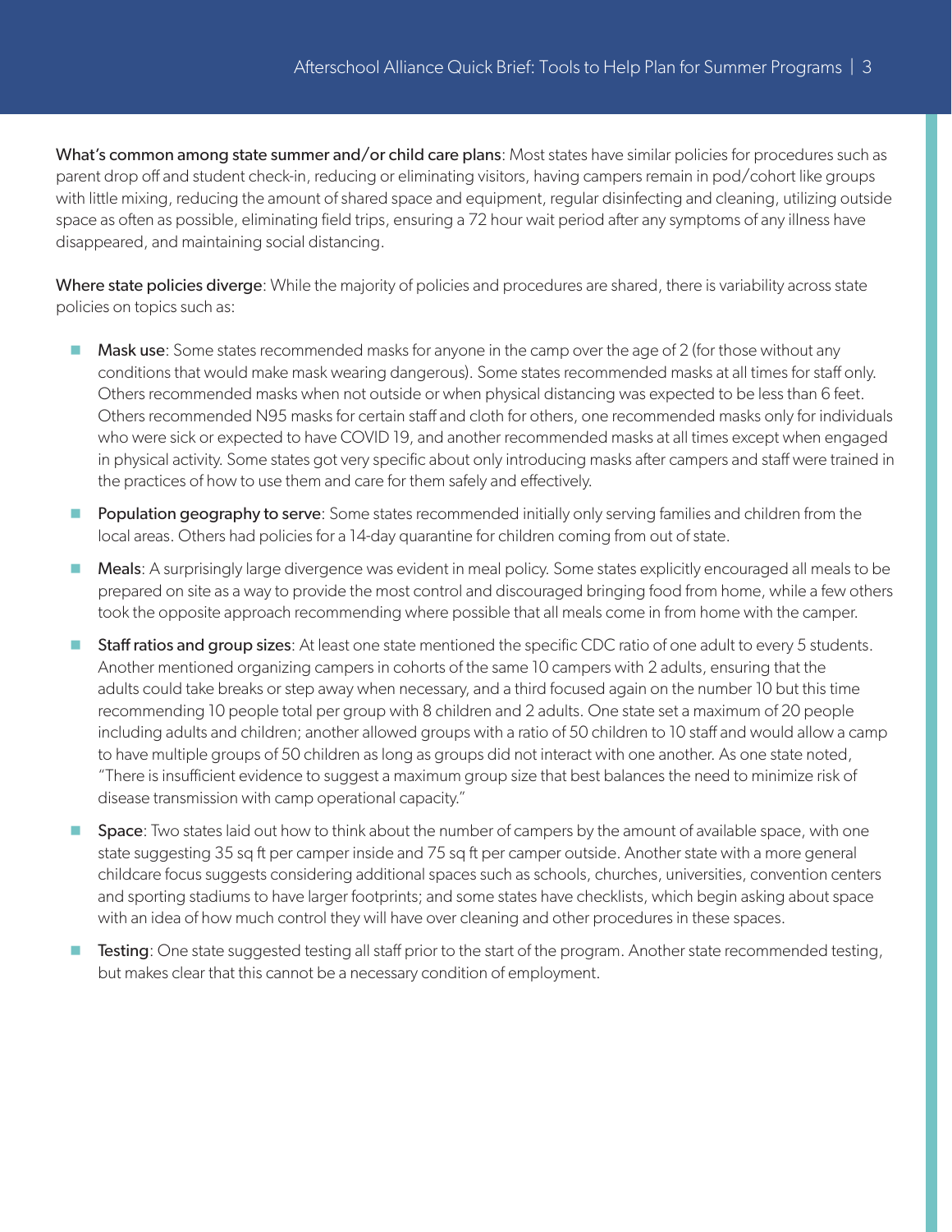**What's common among state summer and/or child care plans**: Most states have similar policies for procedures such as parent drop off and student check-in, reducing or eliminating visitors, having campers remain in pod/cohort like groups with little mixing, reducing the amount of shared space and equipment, regular disinfecting and cleaning, utilizing outside space as often as possible, eliminating field trips, ensuring a 72 hour wait period after any symptoms of any illness have disappeared, and maintaining social distancing.

**Where state policies diverge**: While the majority of policies and procedures are shared, there is variability across state policies on topics such as:

- **Mask use**: Some states recommended masks for anyone in the camp over the age of 2 (for those without any conditions that would make mask wearing dangerous). Some states recommended masks at all times for staff only. Others recommended masks when not outside or when physical distancing was expected to be less than 6 feet. Others recommended N95 masks for certain staff and cloth for others, one recommended masks only for individuals who were sick or expected to have COVID 19, and another recommended masks at all times except when engaged in physical activity. Some states got very specific about only introducing masks after campers and staff were trained in the practices of how to use them and care for them safely and effectively.
- **Population geography to serve**: Some states recommended initially only serving families and children from the local areas. Others had policies for a 14-day quarantine for children coming from out of state.
- **Meals**: A surprisingly large divergence was evident in meal policy. Some states explicitly encouraged all meals to be prepared on site as a way to provide the most control and discouraged bringing food from home, while a few others took the opposite approach recommending where possible that all meals come in from home with the camper.
- **Staff ratios and group sizes**: At least one state mentioned the specific CDC ratio of one adult to every 5 students. Another mentioned organizing campers in cohorts of the same 10 campers with 2 adults, ensuring that the adults could take breaks or step away when necessary, and a third focused again on the number 10 but this time recommending 10 people total per group with 8 children and 2 adults. One state set a maximum of 20 people including adults and children; another allowed groups with a ratio of 50 children to 10 staff and would allow a camp to have multiple groups of 50 children as long as groups did not interact with one another. As one state noted, "There is insufficient evidence to suggest a maximum group size that best balances the need to minimize risk of disease transmission with camp operational capacity."
- **Space**: Two states laid out how to think about the number of campers by the amount of available space, with one state suggesting 35 sq ft per camper inside and 75 sq ft per camper outside. Another state with a more general childcare focus suggests considering additional spaces such as schools, churches, universities, convention centers and sporting stadiums to have larger footprints; and some states have checklists, which begin asking about space with an idea of how much control they will have over cleaning and other procedures in these spaces.
- **Testing**: One state suggested testing all staff prior to the start of the program. Another state recommended testing, but makes clear that this cannot be a necessary condition of employment.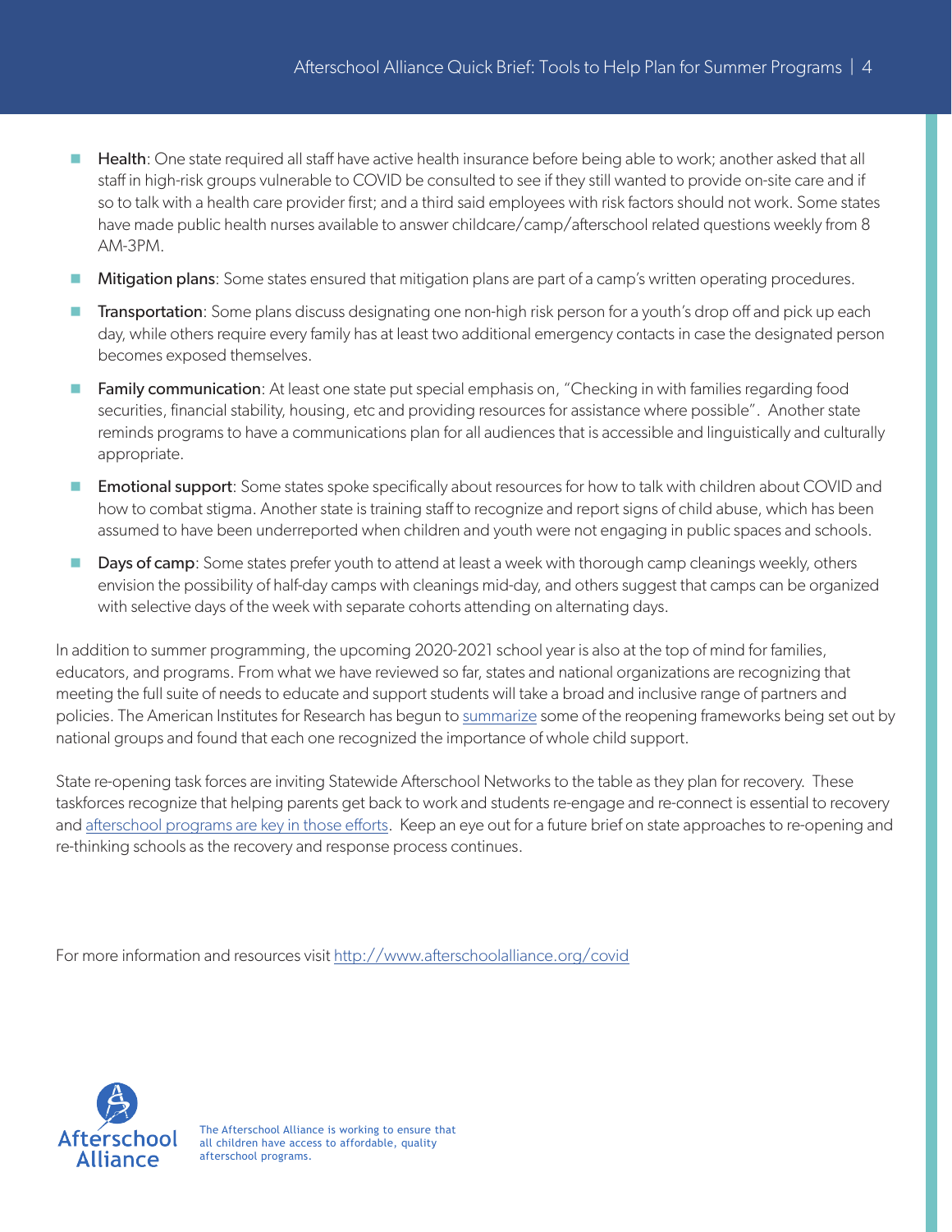- **Health**: One state required all staff have active health insurance before being able to work; another asked that all staff in high-risk groups vulnerable to COVID be consulted to see if they still wanted to provide on-site care and if so to talk with a health care provider first; and a third said employees with risk factors should not work. Some states have made public health nurses available to answer childcare/camp/afterschool related questions weekly from 8 AM-3PM.
- **Mitigation plans**: Some states ensured that mitigation plans are part of a camp's written operating procedures.
- **Transportation**: Some plans discuss designating one non-high risk person for a youth's drop off and pick up each day, while others require every family has at least two additional emergency contacts in case the designated person becomes exposed themselves.
- **Family communication**: At least one state put special emphasis on, "Checking in with families regarding food securities, financial stability, housing, etc and providing resources for assistance where possible". Another state reminds programs to have a communications plan for all audiences that is accessible and linguistically and culturally appropriate.
- **Emotional support**: Some states spoke specifically about resources for how to talk with children about COVID and how to combat stigma. Another state is training staff to recognize and report signs of child abuse, which has been assumed to have been underreported when children and youth were not engaging in public spaces and schools.
- **Days of camp**: Some states prefer youth to attend at least a week with thorough camp cleanings weekly, others envision the possibility of half-day camps with cleanings mid-day, and others suggest that camps can be organized with selective days of the week with separate cohorts attending on alternating days.

In addition to summer programming, the upcoming 2020-2021 school year is also at the top of mind for families, educators, and programs. From what we have reviewed so far, states and national organizations are recognizing that meeting the full suite of needs to educate and support students will take a broad and inclusive range of partners and policies. The American Institutes for Research has begun to summarize some of the reopening frameworks being set out by national groups and found that each one recognized the importance of whole child support.

State re-opening task forces are inviting Statewide Afterschool Networks to the table as they plan for recovery. These taskforces recognize that helping parents get back to work and students re-engage and re-connect is essential to recovery and afterschool programs are key in those efforts. Keep an eye out for a future brief on state approaches to re-opening and re-thinking schools as the recovery and response process continues.

For more information and resources visit http://www.afterschoolalliance.org/covid

Afterschool Alliance

The Afterschool Alliance is working to ensure that all children have access to affordable, quality afterschool programs.